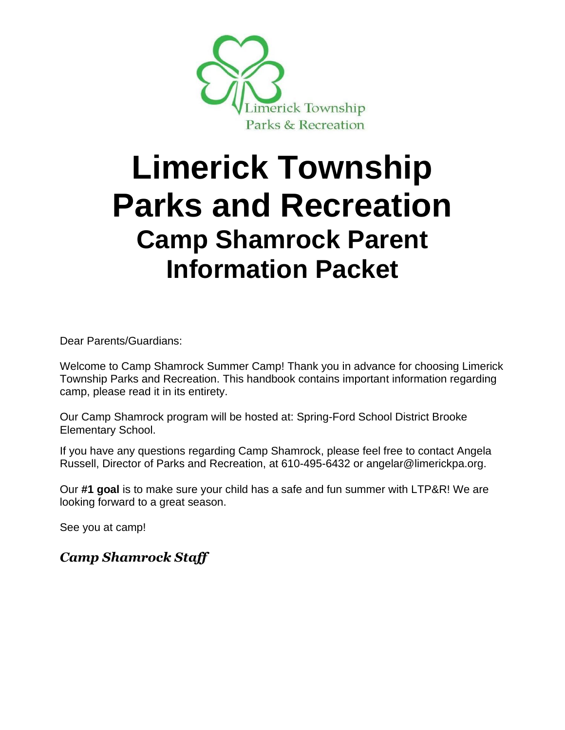# Limerick Township Parks and Recreation

## Camp Shamrock Parent Information Packet

Dear Parents/Guardians:

Welcome to Camp Shamrock Summer Camp! Thank you in advance for choosing Limerick Township Parks and Recreation. This handbook contains important information regarding camp, please read it in its entirety.

Our Camp Shamrock program will be hosted at: Spring-Ford School District Brooke Elementary School.

If you have any questions regarding Camp Shamrock, please feel free to contact Angela Russell, Director of Parks and Recreation, at 610-495-6432 or angelar@limerickpa.org.

Our **#1 goal** is to make sure your child has a safe and fun summer with LTP&R! We are looking forward to a great season.

See you at camp!

***Camp Shamrock Staff***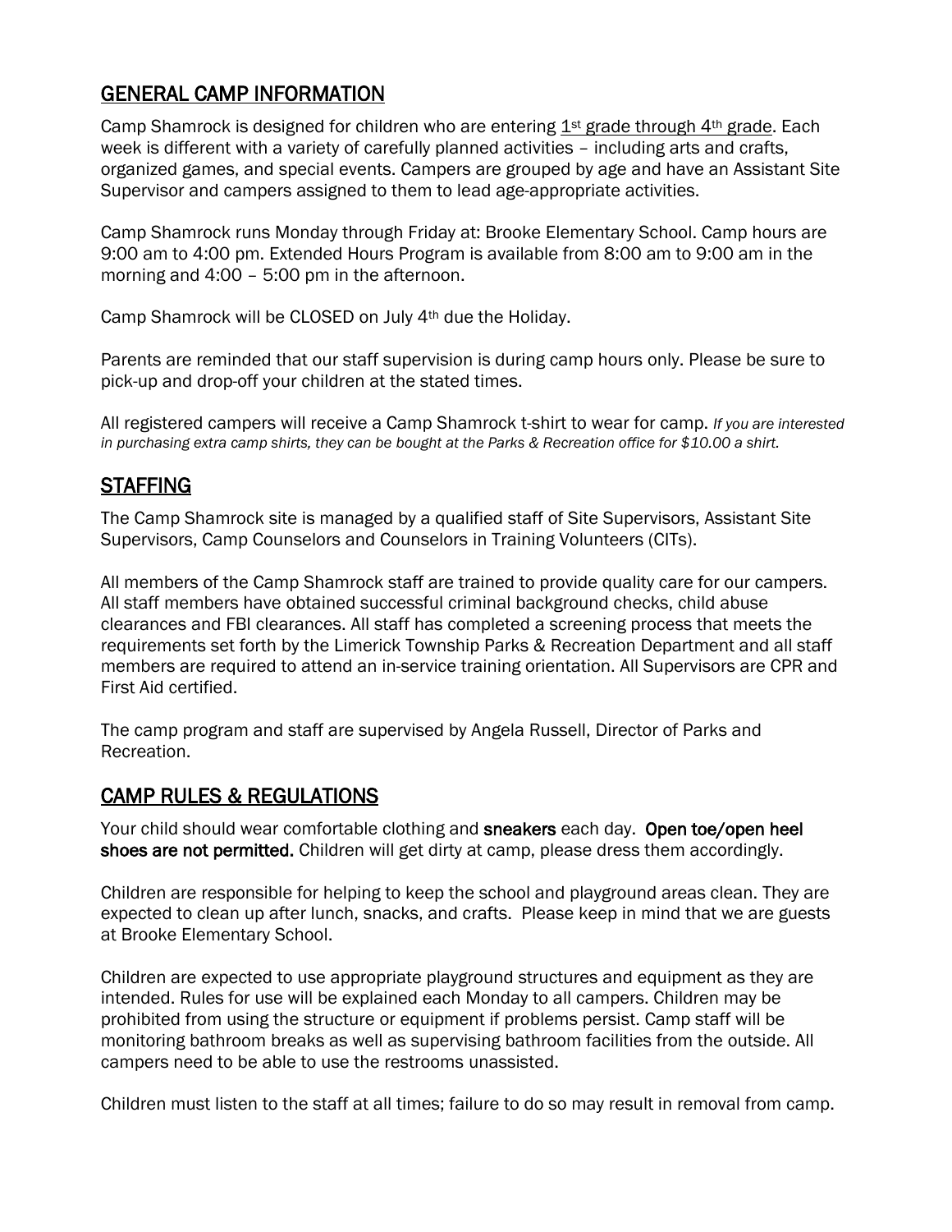## GENERAL CAMP INFORMATION

Camp Shamrock is designed for children who are entering 1st grade through 4th grade. Each week is different with a variety of carefully planned activities – including arts and crafts, organized games, and special events. Campers are grouped by age and have an Assistant Site Supervisor and campers assigned to them to lead age-appropriate activities.

Camp Shamrock runs Monday through Friday at: Brooke Elementary School. Camp hours are 9:00 am to 4:00 pm. Extended Hours Program is available from 8:00 am to 9:00 am in the morning and 4:00 – 5:00 pm in the afternoon.

Camp Shamrock will be CLOSED on July 4th due the Holiday.

Parents are reminded that our staff supervision is during camp hours only. Please be sure to pick-up and drop-off your children at the stated times.

All registered campers will receive a Camp Shamrock t-shirt to wear for camp. *If you are interested in purchasing extra camp shirts, they can be bought at the Parks & Recreation office for $10.00 a shirt.*

## STAFFING

The Camp Shamrock site is managed by a qualified staff of Site Supervisors, Assistant Site Supervisors, Camp Counselors and Counselors in Training Volunteers (CITs).

All members of the Camp Shamrock staff are trained to provide quality care for our campers. All staff members have obtained successful criminal background checks, child abuse clearances and FBI clearances. All staff has completed a screening process that meets the requirements set forth by the Limerick Township Parks & Recreation Department and all staff members are required to attend an in-service training orientation. All Supervisors are CPR and First Aid certified.

The camp program and staff are supervised by Angela Russell, Director of Parks and Recreation.

## CAMP RULES & REGULATIONS

Your child should wear comfortable clothing and **sneakers** each day. **Open toe/open heel shoes are not permitted.** Children will get dirty at camp, please dress them accordingly.

Children are responsible for helping to keep the school and playground areas clean. They are expected to clean up after lunch, snacks, and crafts. Please keep in mind that we are guests at Brooke Elementary School.

Children are expected to use appropriate playground structures and equipment as they are intended. Rules for use will be explained each Monday to all campers. Children may be prohibited from using the structure or equipment if problems persist. Camp staff will be monitoring bathroom breaks as well as supervising bathroom facilities from the outside. All campers need to be able to use the restrooms unassisted.

Children must listen to the staff at all times; failure to do so may result in removal from camp.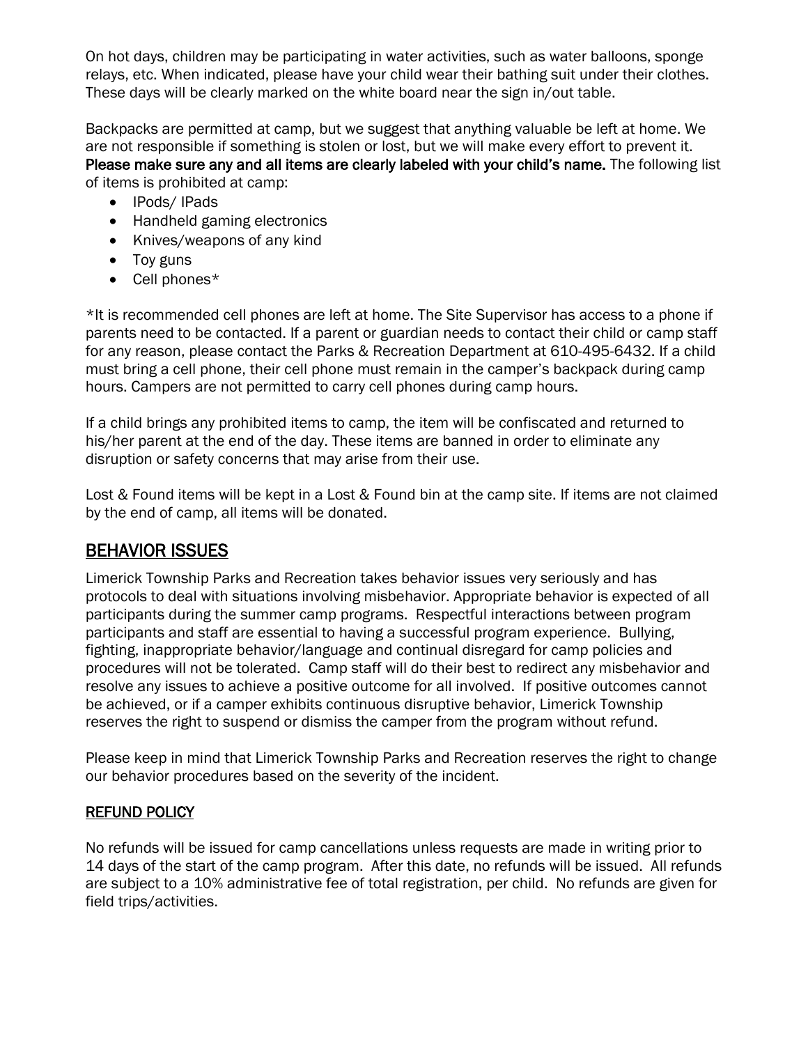On hot days, children may be participating in water activities, such as water balloons, sponge relays, etc. When indicated, please have your child wear their bathing suit under their clothes. These days will be clearly marked on the white board near the sign in/out table.

Backpacks are permitted at camp, but we suggest that anything valuable be left at home. We are not responsible if something is stolen or lost, but we will make every effort to prevent it. **Please make sure any and all items are clearly labeled with your child's name.** The following list of items is prohibited at camp:

- IPods/ IPads
- Handheld gaming electronics
- Knives/weapons of any kind
- Toy guns
- Cell phones*

*It is recommended cell phones are left at home. The Site Supervisor has access to a phone if parents need to be contacted. If a parent or guardian needs to contact their child or camp staff for any reason, please contact the Parks & Recreation Department at 610-495-6432. If a child must bring a cell phone, their cell phone must remain in the camper's backpack during camp hours. Campers are not permitted to carry cell phones during camp hours.

If a child brings any prohibited items to camp, the item will be confiscated and returned to his/her parent at the end of the day. These items are banned in order to eliminate any disruption or safety concerns that may arise from their use.

Lost & Found items will be kept in a Lost & Found bin at the camp site. If items are not claimed by the end of camp, all items will be donated.

## BEHAVIOR ISSUES

Limerick Township Parks and Recreation takes behavior issues very seriously and has protocols to deal with situations involving misbehavior. Appropriate behavior is expected of all participants during the summer camp programs. Respectful interactions between program participants and staff are essential to having a successful program experience. Bullying, fighting, inappropriate behavior/language and continual disregard for camp policies and procedures will not be tolerated. Camp staff will do their best to redirect any misbehavior and resolve any issues to achieve a positive outcome for all involved. If positive outcomes cannot be achieved, or if a camper exhibits continuous disruptive behavior, Limerick Township reserves the right to suspend or dismiss the camper from the program without refund.

Please keep in mind that Limerick Township Parks and Recreation reserves the right to change our behavior procedures based on the severity of the incident.

### REFUND POLICY

No refunds will be issued for camp cancellations unless requests are made in writing prior to 14 days of the start of the camp program. After this date, no refunds will be issued. All refunds are subject to a 10% administrative fee of total registration, per child. No refunds are given for field trips/activities.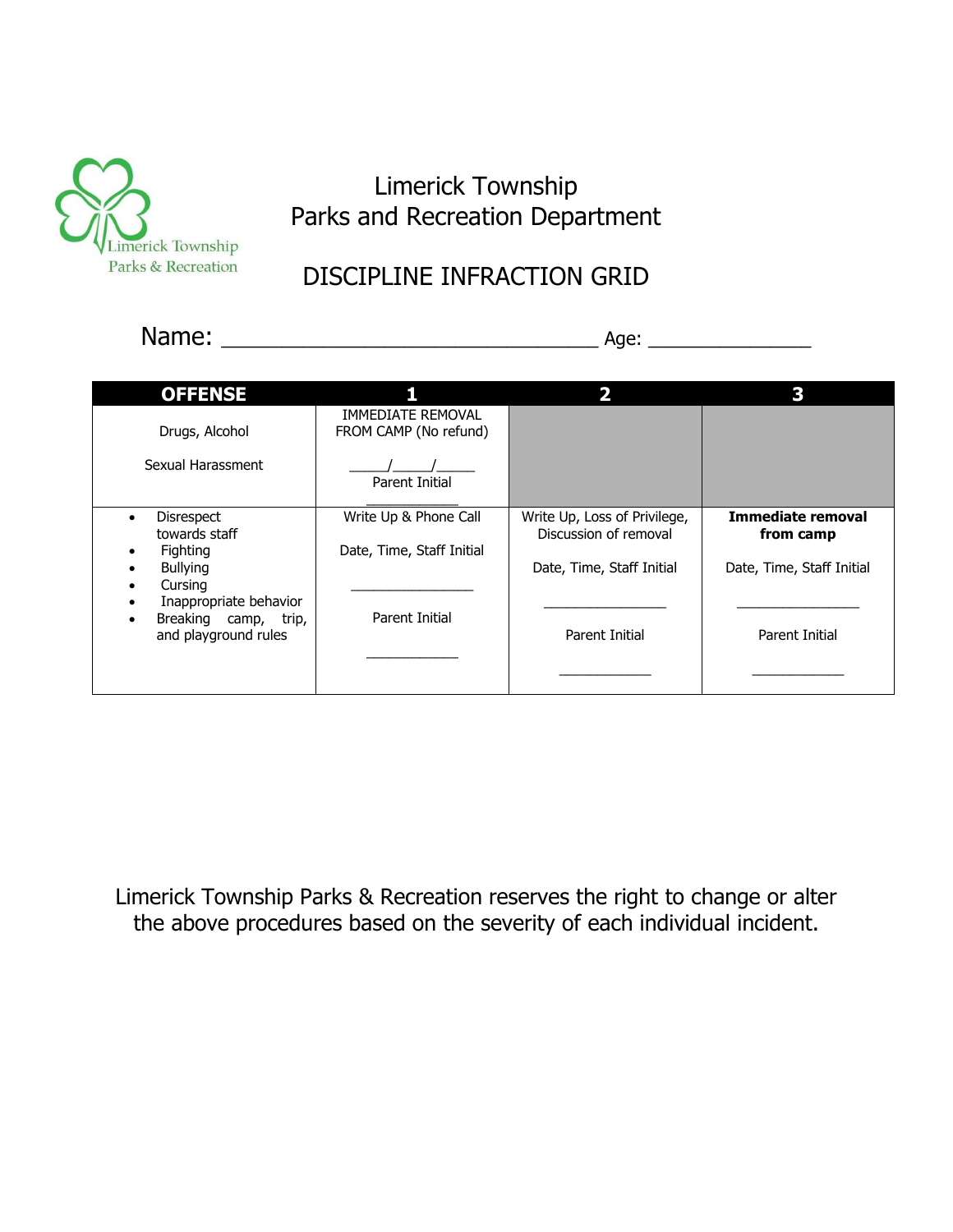Limerick Township
Parks & Recreation

# Limerick Township
# Parks and Recreation Department

## DISCIPLINE INFRACTION GRID

Name: ______________________________ Age: _____________

| OFFENSE | 1 | 2 | 3 |
|---|---|---|---|
| Drugs, Alcohol<br><br>Sexual Harassment | IMMEDIATE REMOVAL FROM CAMP (No refund)<br><br>_____/_____/_____<br>Parent Initial<br>___________ | | |
| • Disrespect towards staff<br>• Fighting<br>• Bullying<br>• Cursing<br>• Inappropriate behavior<br>• Breaking camp, trip, and playground rules | Write Up & Phone Call<br><br>Date, Time, Staff Initial<br><br>_______________<br><br>Parent Initial<br><br>___________ | Write Up, Loss of Privilege, Discussion of removal<br><br>Date, Time, Staff Initial<br><br>_______________<br><br>Parent Initial<br><br>___________ | **Immediate removal from camp**<br><br>Date, Time, Staff Initial<br><br>_______________<br><br>Parent Initial<br><br>___________ |

Limerick Township Parks & Recreation reserves the right to change or alter the above procedures based on the severity of each individual incident.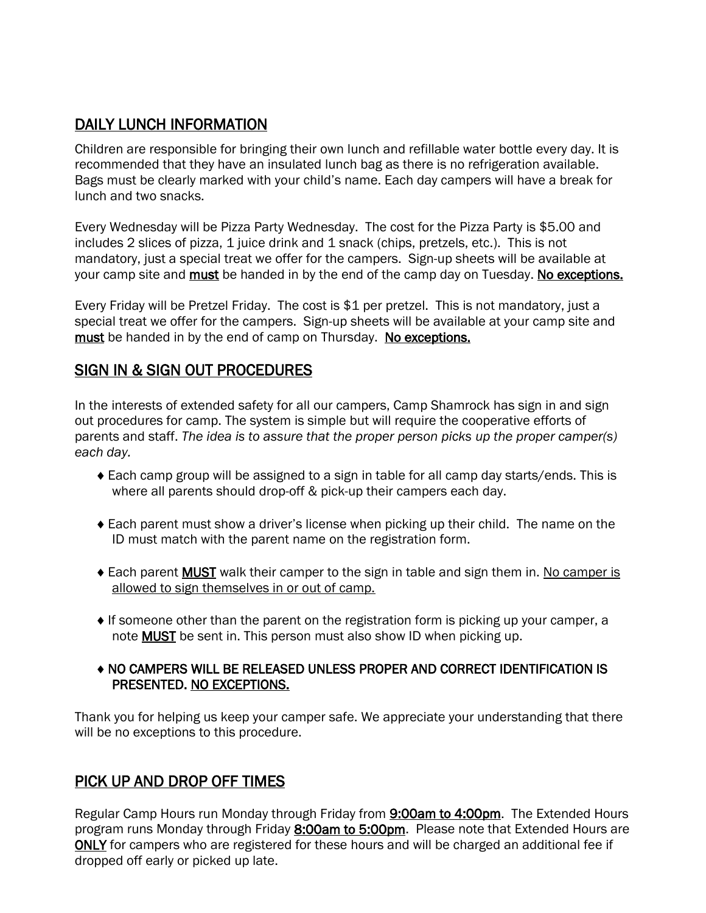## DAILY LUNCH INFORMATION

Children are responsible for bringing their own lunch and refillable water bottle every day. It is recommended that they have an insulated lunch bag as there is no refrigeration available. Bags must be clearly marked with your child's name. Each day campers will have a break for lunch and two snacks.

Every Wednesday will be Pizza Party Wednesday. The cost for the Pizza Party is $5.00 and includes 2 slices of pizza, 1 juice drink and 1 snack (chips, pretzels, etc.). This is not mandatory, just a special treat we offer for the campers. Sign-up sheets will be available at your camp site and **must** be handed in by the end of the camp day on Tuesday. **No exceptions.**

Every Friday will be Pretzel Friday. The cost is $1 per pretzel. This is not mandatory, just a special treat we offer for the campers. Sign-up sheets will be available at your camp site and **must** be handed in by the end of camp on Thursday. **No exceptions.**

## SIGN IN & SIGN OUT PROCEDURES

In the interests of extended safety for all our campers, Camp Shamrock has sign in and sign out procedures for camp. The system is simple but will require the cooperative efforts of parents and staff. *The idea is to assure that the proper person picks up the proper camper(s) each day.*

- Each camp group will be assigned to a sign in table for all camp day starts/ends. This is where all parents should drop-off & pick-up their campers each day.
- Each parent must show a driver's license when picking up their child. The name on the ID must match with the parent name on the registration form.
- Each parent **MUST** walk their camper to the sign in table and sign them in. No camper is allowed to sign themselves in or out of camp.
- If someone other than the parent on the registration form is picking up your camper, a note **MUST** be sent in. This person must also show ID when picking up.
- **NO CAMPERS WILL BE RELEASED UNLESS PROPER AND CORRECT IDENTIFICATION IS PRESENTED. NO EXCEPTIONS.**

Thank you for helping us keep your camper safe. We appreciate your understanding that there will be no exceptions to this procedure.

## PICK UP AND DROP OFF TIMES

Regular Camp Hours run Monday through Friday from **9:00am to 4:00pm**. The Extended Hours program runs Monday through Friday **8:00am to 5:00pm**. Please note that Extended Hours are **ONLY** for campers who are registered for these hours and will be charged an additional fee if dropped off early or picked up late.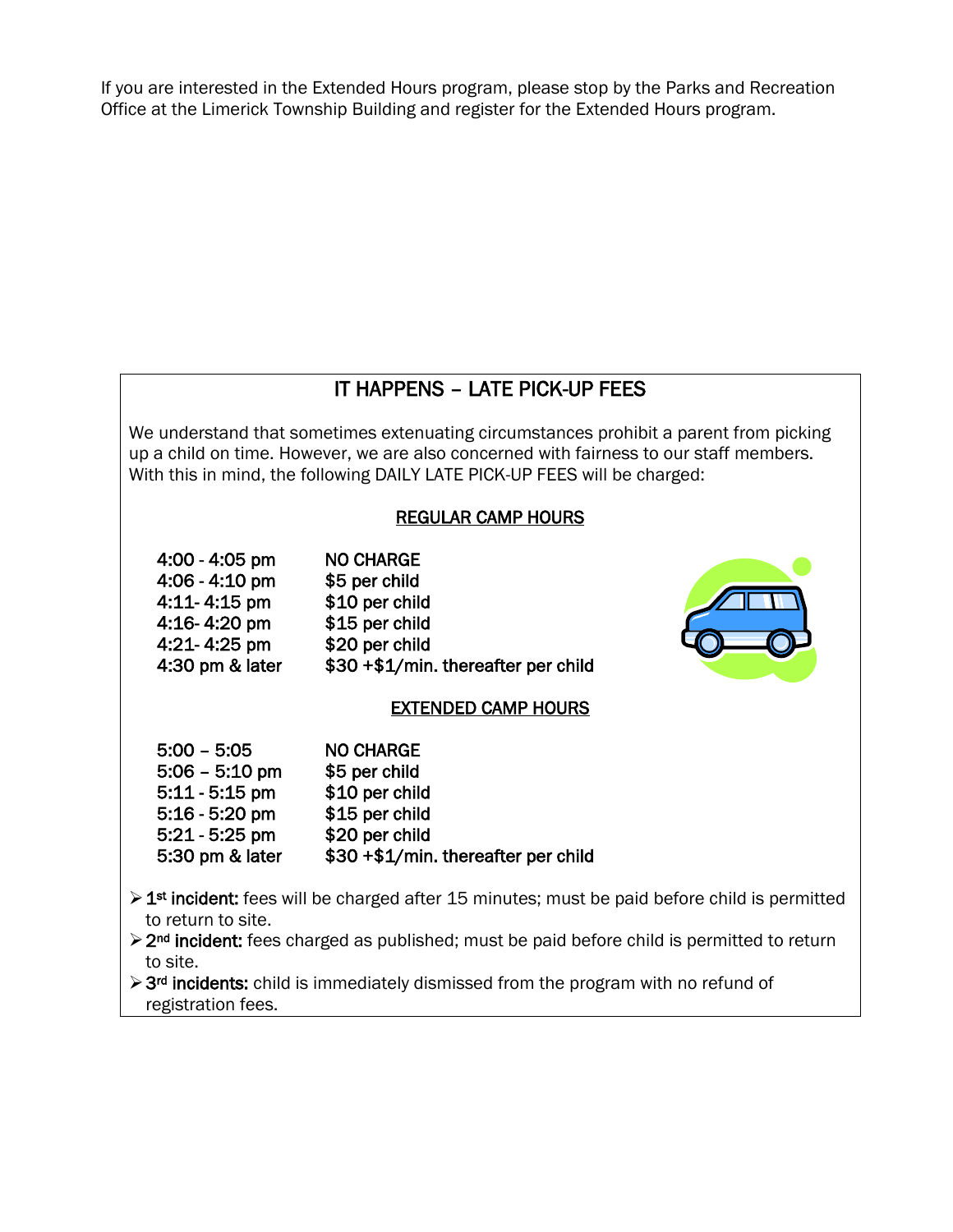If you are interested in the Extended Hours program, please stop by the Parks and Recreation Office at the Limerick Township Building and register for the Extended Hours program.

## IT HAPPENS – LATE PICK-UP FEES

We understand that sometimes extenuating circumstances prohibit a parent from picking up a child on time. However, we are also concerned with fairness to our staff members. With this in mind, the following DAILY LATE PICK-UP FEES will be charged:

### REGULAR CAMP HOURS

| | |
|---|---|
| 4:00 - 4:05 pm | NO CHARGE |
| 4:06 - 4:10 pm | $5 per child |
| 4:11- 4:15 pm | $10 per child |
| 4:16- 4:20 pm | $15 per child |
| 4:21- 4:25 pm | $20 per child |
| 4:30 pm & later | $30 +$1/min. thereafter per child |

### EXTENDED CAMP HOURS

| | |
|---|---|
| 5:00 – 5:05 | NO CHARGE |
| 5:06 – 5:10 pm | $5 per child |
| 5:11 - 5:15 pm | $10 per child |
| 5:16 - 5:20 pm | $15 per child |
| 5:21 - 5:25 pm | $20 per child |
| 5:30 pm & later | $30 +$1/min. thereafter per child |

- **1st incident:** fees will be charged after 15 minutes; must be paid before child is permitted to return to site.
- **2nd incident:** fees charged as published; must be paid before child is permitted to return to site.
- **3rd incidents:** child is immediately dismissed from the program with no refund of registration fees.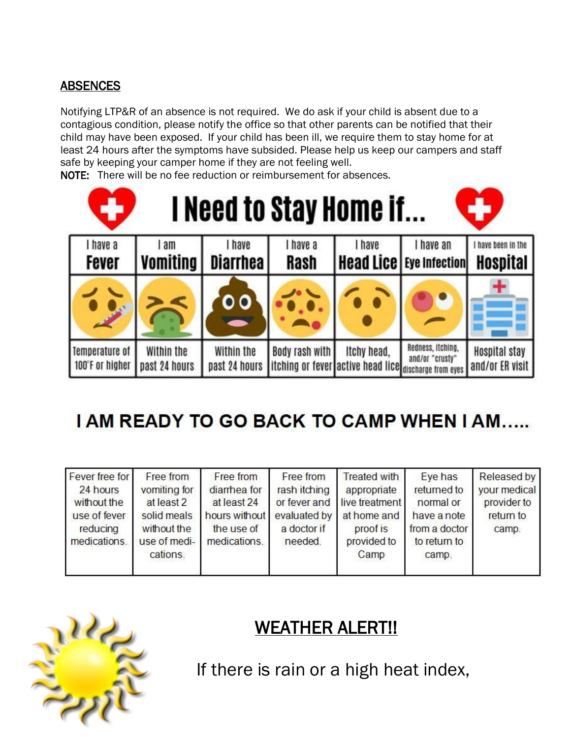## ABSENCES

Notifying LTP&R of an absence is not required. We do ask if your child is absent due to a contagious condition, please notify the office so that other parents can be notified that their child may have been exposed. If your child has been ill, we require them to stay home for at least 24 hours after the symptoms have subsided. Please help us keep our campers and staff safe by keeping your camper home if they are not feeling well.

**NOTE:** There will be no fee reduction or reimbursement for absences.

# I Need to Stay Home if...

| I have a Fever | I am Vomiting | I have Diarrhea | I have a Rash | I have Head Lice | I have an Eye Infection | I have been in the Hospital |
|---|---|---|---|---|---|---|
| Temperature of 100°F or higher | Within the past 24 hours | Within the past 24 hours | Body rash with itching or fever | Itchy head, active head lice | Redness, itching, and/or "crusty" discharge from eyes | Hospital stay and/or ER visit |

## I AM READY TO GO BACK TO CAMP WHEN I AM…..

| | | | | | | |
|---|---|---|---|---|---|---|
| Fever free for 24 hours without the use of fever reducing medications. | Free from vomiting for at least 2 solid meals without the use of medi-cations. | Free from diarrhea for at least 24 hours without the use of medications. | Free from rash itching or fever and evaluated by a doctor if needed. | Treated with appropriate live treatment at home and proof is provided to Camp | Eye has returned to normal or have a note from a doctor to return to camp. | Released by your medical provider to return to camp. |

## WEATHER ALERT!!

If there is rain or a high heat index,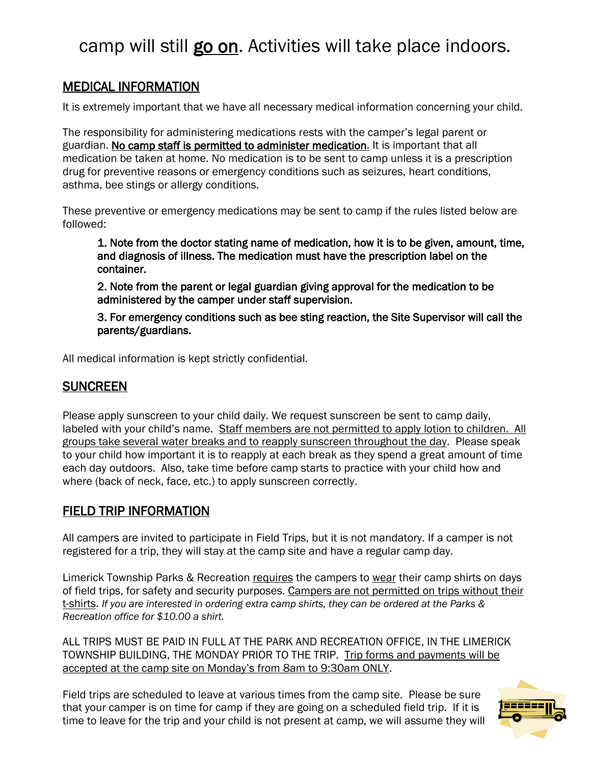camp will still go on. Activities will take place indoors.

## MEDICAL INFORMATION

It is extremely important that we have all necessary medical information concerning your child.

The responsibility for administering medications rests with the camper's legal parent or guardian. No camp staff is permitted to administer medication. It is important that all medication be taken at home. No medication is to be sent to camp unless it is a prescription drug for preventive reasons or emergency conditions such as seizures, heart conditions, asthma, bee stings or allergy conditions.

These preventive or emergency medications may be sent to camp if the rules listed below are followed:

1. Note from the doctor stating name of medication, how it is to be given, amount, time, and diagnosis of illness. The medication must have the prescription label on the container.
2. Note from the parent or legal guardian giving approval for the medication to be administered by the camper under staff supervision.
3. For emergency conditions such as bee sting reaction, the Site Supervisor will call the parents/guardians.

All medical information is kept strictly confidential.

## SUNCREEN

Please apply sunscreen to your child daily. We request sunscreen be sent to camp daily, labeled with your child's name. Staff members are not permitted to apply lotion to children. All groups take several water breaks and to reapply sunscreen throughout the day. Please speak to your child how important it is to reapply at each break as they spend a great amount of time each day outdoors. Also, take time before camp starts to practice with your child how and where (back of neck, face, etc.) to apply sunscreen correctly.

## FIELD TRIP INFORMATION

All campers are invited to participate in Field Trips, but it is not mandatory. If a camper is not registered for a trip, they will stay at the camp site and have a regular camp day.

Limerick Township Parks & Recreation requires the campers to wear their camp shirts on days of field trips, for safety and security purposes. Campers are not permitted on trips without their t-shirts. *If you are interested in ordering extra camp shirts, they can be ordered at the Parks & Recreation office for $10.00 a shirt.*

ALL TRIPS MUST BE PAID IN FULL AT THE PARK AND RECREATION OFFICE, IN THE LIMERICK TOWNSHIP BUILDING, THE MONDAY PRIOR TO THE TRIP. Trip forms and payments will be accepted at the camp site on Monday's from 8am to 9:30am ONLY.

Field trips are scheduled to leave at various times from the camp site. Please be sure that your camper is on time for camp if they are going on a scheduled field trip. If it is time to leave for the trip and your child is not present at camp, we will assume they will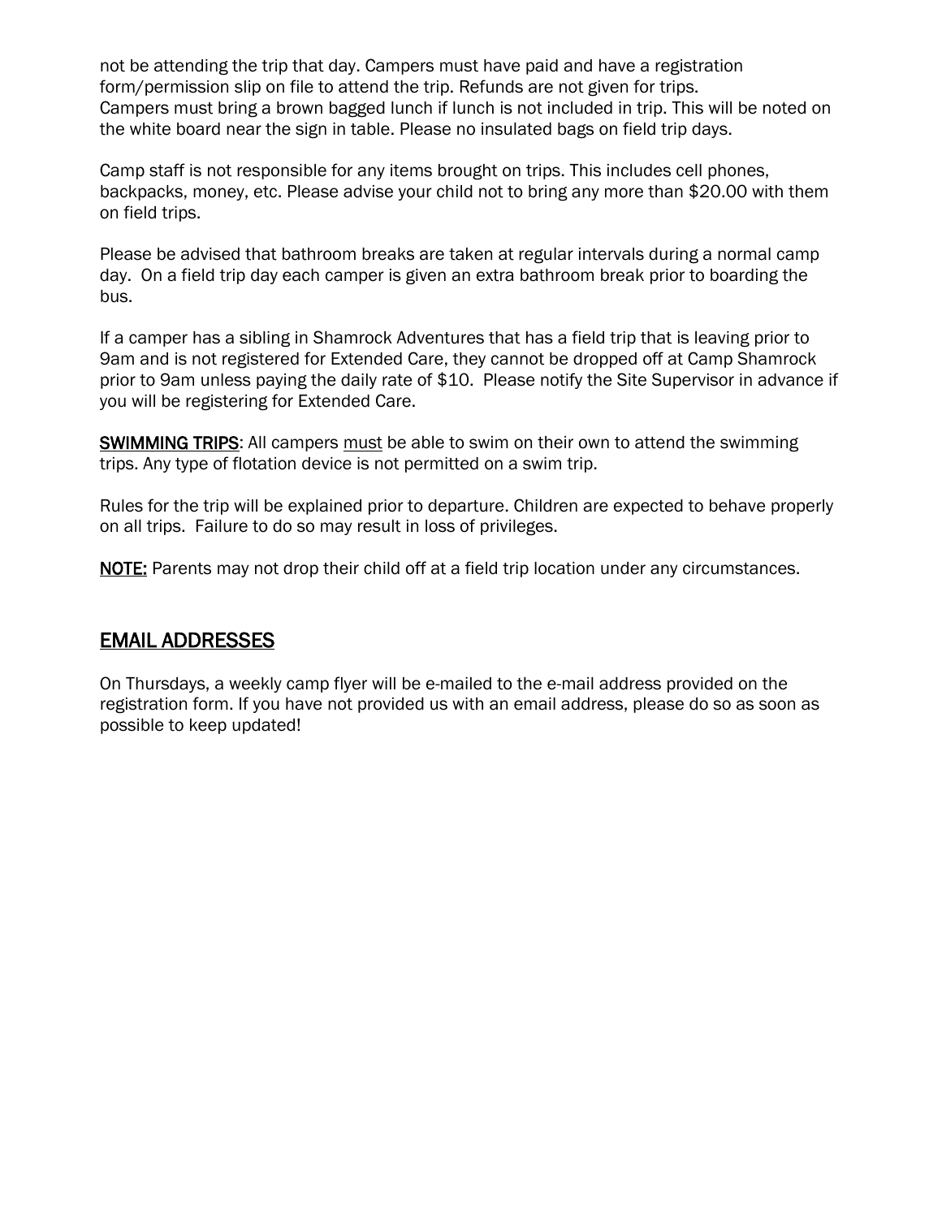not be attending the trip that day. Campers must have paid and have a registration form/permission slip on file to attend the trip. Refunds are not given for trips. Campers must bring a brown bagged lunch if lunch is not included in trip. This will be noted on the white board near the sign in table. Please no insulated bags on field trip days.

Camp staff is not responsible for any items brought on trips. This includes cell phones, backpacks, money, etc. Please advise your child not to bring any more than $20.00 with them on field trips.

Please be advised that bathroom breaks are taken at regular intervals during a normal camp day. On a field trip day each camper is given an extra bathroom break prior to boarding the bus.

If a camper has a sibling in Shamrock Adventures that has a field trip that is leaving prior to 9am and is not registered for Extended Care, they cannot be dropped off at Camp Shamrock prior to 9am unless paying the daily rate of $10. Please notify the Site Supervisor in advance if you will be registering for Extended Care.

**SWIMMING TRIPS**: All campers must be able to swim on their own to attend the swimming trips. Any type of flotation device is not permitted on a swim trip.

Rules for the trip will be explained prior to departure. Children are expected to behave properly on all trips. Failure to do so may result in loss of privileges.

**NOTE:** Parents may not drop their child off at a field trip location under any circumstances.

## EMAIL ADDRESSES

On Thursdays, a weekly camp flyer will be e-mailed to the e-mail address provided on the registration form. If you have not provided us with an email address, please do so as soon as possible to keep updated!